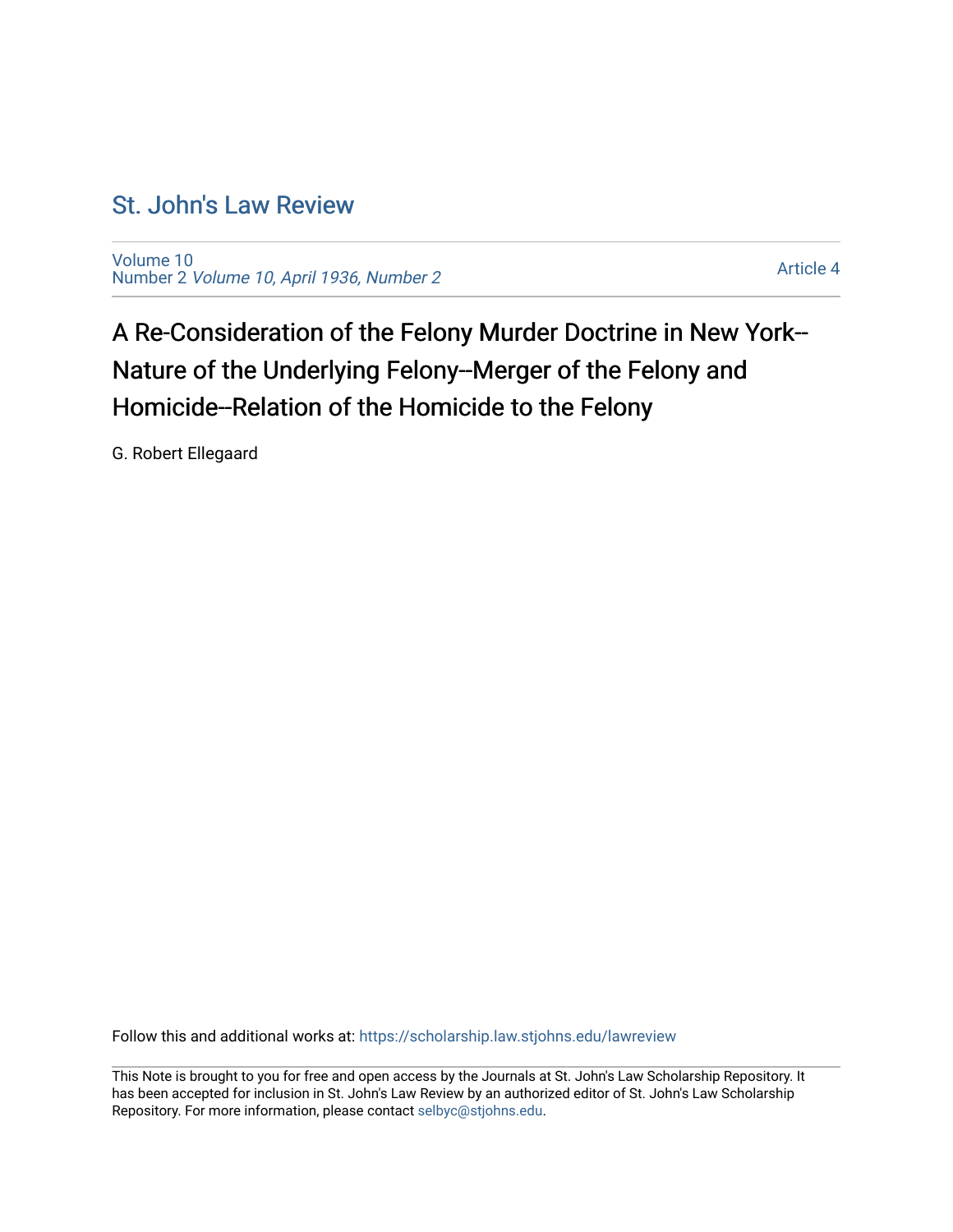# St. John's Law Review

Volume 10
Number 2 *Volume 10, April 1936, Number 2*

Article 4

## A Re-Consideration of the Felony Murder Doctrine in New York--Nature of the Underlying Felony--Merger of the Felony and Homicide--Relation of the Homicide to the Felony

G. Robert Ellegaard

Follow this and additional works at: https://scholarship.law.stjohns.edu/lawreview

This Note is brought to you for free and open access by the Journals at St. John's Law Scholarship Repository. It has been accepted for inclusion in St. John's Law Review by an authorized editor of St. John's Law Scholarship Repository. For more information, please contact selbyc@stjohns.edu.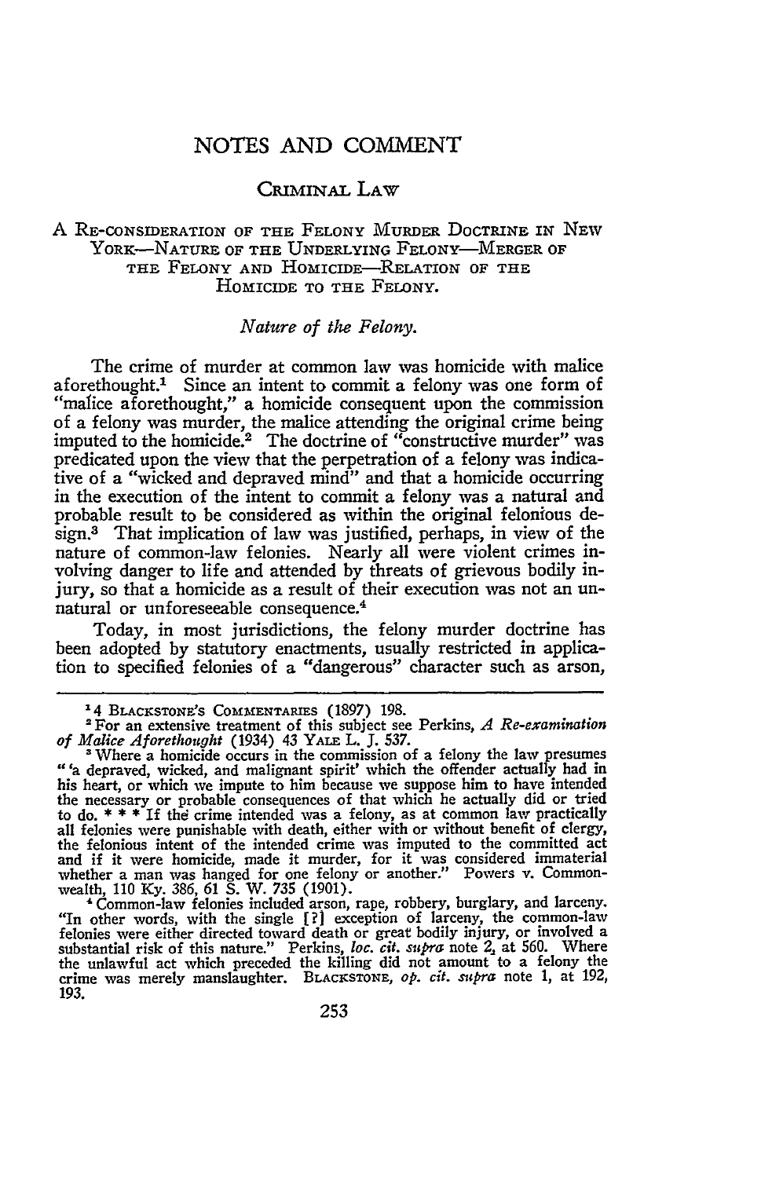# NOTES AND COMMENT

## CRIMINAL LAW

### A RE-CONSIDERATION OF THE FELONY MURDER DOCTRINE IN NEW YORK—NATURE OF THE UNDERLYING FELONY—MERGER OF THE FELONY AND HOMICIDE—RELATION OF THE HOMICIDE TO THE FELONY.

*Nature of the Felony.*

The crime of murder at common law was homicide with malice aforethought.[1] Since an intent to commit a felony was one form of "malice aforethought," a homicide consequent upon the commission of a felony was murder, the malice attending the original crime being imputed to the homicide.[2] The doctrine of "constructive murder" was predicated upon the view that the perpetration of a felony was indicative of a "wicked and depraved mind" and that a homicide occurring in the execution of the intent to commit a felony was a natural and probable result to be considered as within the original felonious design.[3] That implication of law was justified, perhaps, in view of the nature of common-law felonies. Nearly all were violent crimes involving danger to life and attended by threats of grievous bodily injury, so that a homicide as a result of their execution was not an unnatural or unforeseeable consequence.[4]

Today, in most jurisdictions, the felony murder doctrine has been adopted by statutory enactments, usually restricted in application to specified felonies of a "dangerous" character such as arson,

---

[1] 4 BLACKSTONE'S COMMENTARIES (1897) 198.

[2] For an extensive treatment of this subject see Perkins, *A Re-examination of Malice Aforethought* (1934) 43 YALE L. J. 537.

[3] Where a homicide occurs in the commission of a felony the law presumes " 'a depraved, wicked, and malignant spirit' which the offender actually had in his heart, or which we impute to him because we suppose him to have intended the necessary or probable consequences of that which he actually did or tried to do. * * * If the crime intended was a felony, as at common law practically all felonies were punishable with death, either with or without benefit of clergy, the felonious intent of the intended crime was imputed to the committed act and if it were homicide, made it murder, for it was considered immaterial whether a man was hanged for one felony or another." Powers v. Commonwealth, 110 Ky. 386, 61 S. W. 735 (1901).

[4] Common-law felonies included arson, rape, robbery, burglary, and larceny. "In other words, with the single [?] exception of larceny, the common-law felonies were either directed toward death or great bodily injury, or involved a substantial risk of this nature." Perkins, *loc. cit. supra* note 2, at 560. Where the unlawful act which preceded the killing did not amount to a felony the crime was merely manslaughter. BLACKSTONE, *op. cit. supra* note 1, at 192, 193.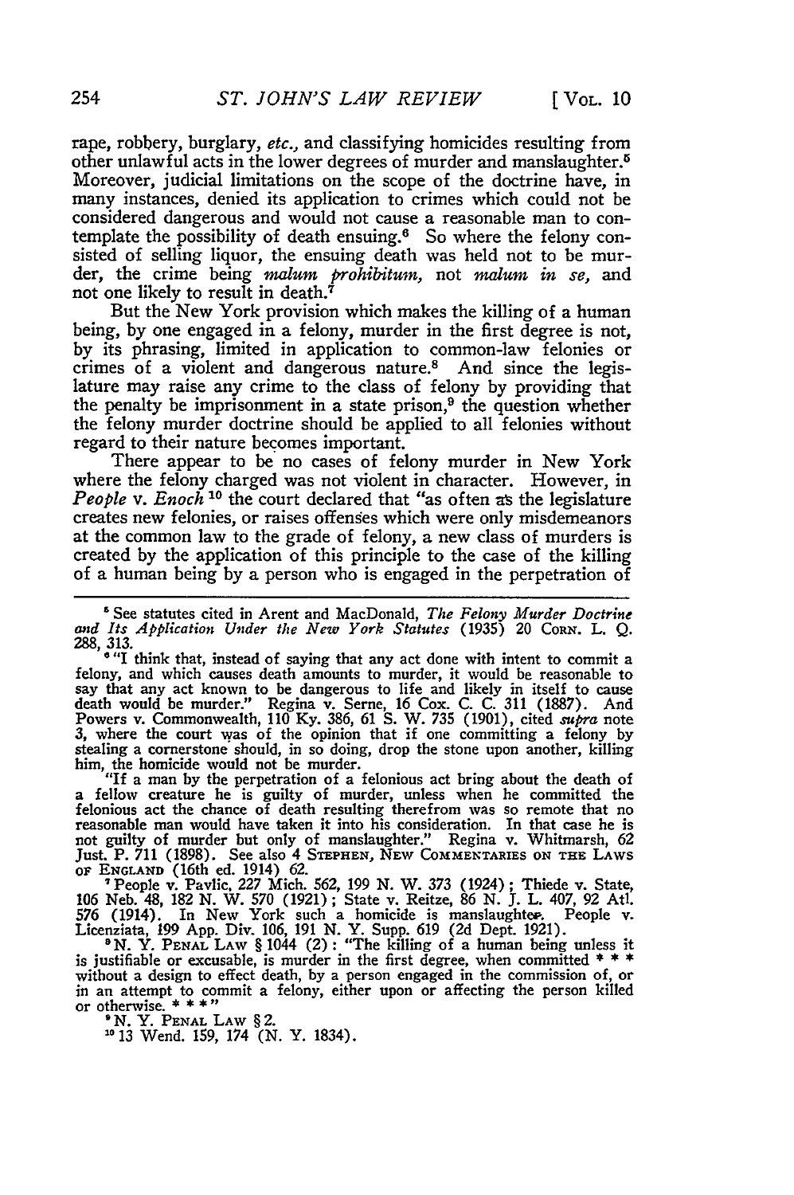rape, robbery, burglary, *etc.*, and classifying homicides resulting from other unlawful acts in the lower degrees of murder and manslaughter.[5] Moreover, judicial limitations on the scope of the doctrine have, in many instances, denied its application to crimes which could not be considered dangerous and would not cause a reasonable man to contemplate the possibility of death ensuing.[6] So where the felony consisted of selling liquor, the ensuing death was held not to be murder, the crime being *malum prohibitum*, not *malum in se*, and not one likely to result in death.[7]

But the New York provision which makes the killing of a human being, by one engaged in a felony, murder in the first degree is not, by its phrasing, limited in application to common-law felonies or crimes of a violent and dangerous nature.[8] And since the legislature may raise any crime to the class of felony by providing that the penalty be imprisonment in a state prison,[9] the question whether the felony murder doctrine should be applied to all felonies without regard to their nature becomes important.

There appear to be no cases of felony murder in New York where the felony charged was not violent in character. However, in *People* v. *Enoch*[10] the court declared that "as often as the legislature creates new felonies, or raises offenses which were only misdemeanors at the common law to the grade of felony, a new class of murders is created by the application of this principle to the case of the killing of a human being by a person who is engaged in the perpetration of

---

[5] See statutes cited in Arent and MacDonald, *The Felony Murder Doctrine and Its Application Under the New York Statutes* (1935) 20 CORN. L. Q. 288, 313.

[6] "I think that, instead of saying that any act done with intent to commit a felony, and which causes death amounts to murder, it would be reasonable to say that any act known to be dangerous to life and likely in itself to cause death would be murder." Regina v. Serne, 16 Cox. C. C. 311 (1887). And Powers v. Commonwealth, 110 Ky. 386, 61 S. W. 735 (1901), cited *supra* note 3, where the court was of the opinion that if one committing a felony by stealing a cornerstone should, in so doing, drop the stone upon another, killing him, the homicide would not be murder.

"If a man by the perpetration of a felonious act bring about the death of a fellow creature he is guilty of murder, unless when he committed the felonious act the chance of death resulting therefrom was so remote that no reasonable man would have taken it into his consideration. In that case he is not guilty of murder but only of manslaughter." Regina v. Whitmarsh, 62 Just. P. 711 (1898). See also 4 STEPHEN, NEW COMMENTARIES ON THE LAWS OF ENGLAND (16th ed. 1914) 62.

[7] People v. Pavlic, 227 Mich. 562, 199 N. W. 373 (1924); Thiede v. State, 106 Neb. 48, 182 N. W. 570 (1921); State v. Reitze, 86 N. J. L. 407, 92 Atl. 576 (1914). In New York such a homicide is manslaughter. People v. Licenziata, 199 App. Div. 106, 191 N. Y. Supp. 619 (2d Dept. 1921).

[8] N. Y. PENAL LAW § 1044 (2): "The killing of a human being unless it is justifiable or excusable, is murder in the first degree, when committed * * * without a design to effect death, by a person engaged in the commission of, or in an attempt to commit a felony, either upon or affecting the person killed or otherwise. * * *"

[9] N. Y. PENAL LAW § 2.

[10] 13 Wend. 159, 174 (N. Y. 1834).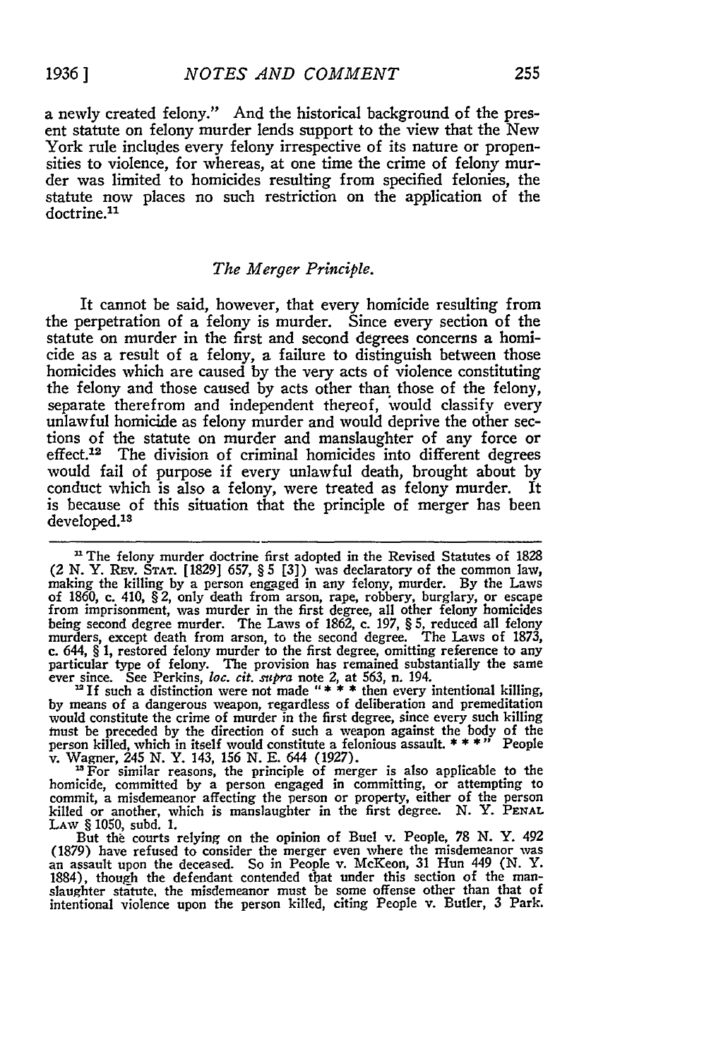a newly created felony." And the historical background of the present statute on felony murder lends support to the view that the New York rule includes every felony irrespective of its nature or propensities to violence, for whereas, at one time the crime of felony murder was limited to homicides resulting from specified felonies, the statute now places no such restriction on the application of the doctrine.[11]

### *The Merger Principle.*

It cannot be said, however, that every homicide resulting from the perpetration of a felony is murder. Since every section of the statute on murder in the first and second degrees concerns a homicide as a result of a felony, a failure to distinguish between those homicides which are caused by the very acts of violence constituting the felony and those caused by acts other than those of the felony, separate therefrom and independent thereof, would classify every unlawful homicide as felony murder and would deprive the other sections of the statute on murder and manslaughter of any force or effect.[12] The division of criminal homicides into different degrees would fail of purpose if every unlawful death, brought about by conduct which is also a felony, were treated as felony murder. It is because of this situation that the principle of merger has been developed.[13]

---

[11] The felony murder doctrine first adopted in the Revised Statutes of 1828 (2 N. Y. REV. STAT. [1829] 657, § 5 [3]) was declaratory of the common law, making the killing by a person engaged in any felony, murder. By the Laws of 1860, c. 410, § 2, only death from arson, rape, robbery, burglary, or escape from imprisonment, was murder in the first degree, all other felony homicides being second degree murder. The Laws of 1862, c. 197, § 5, reduced all felony murders, except death from arson, to the second degree. The Laws of 1873, c. 644, § 1, restored felony murder to the first degree, omitting reference to any particular type of felony. The provision has remained substantially the same ever since. See Perkins, *loc. cit. supra* note 2, at 563, n. 194.

[12] If such a distinction were not made "* * * then every intentional killing, by means of a dangerous weapon, regardless of deliberation and premeditation would constitute the crime of murder in the first degree, since every such killing must be preceded by the direction of such a weapon against the body of the person killed, which in itself would constitute a felonious assault. * * *" People v. Wagner, 245 N. Y. 143, 156 N. E. 644 (1927).

[13] For similar reasons, the principle of merger is also applicable to the homicide, committed by a person engaged in committing, or attempting to commit, a misdemeanor affecting the person or property, either of the person killed or another, which is manslaughter in the first degree. N. Y. PENAL LAW § 1050, subd. 1.

But the courts relying on the opinion of Buel v. People, 78 N. Y. 492 (1879) have refused to consider the merger even where the misdemeanor was an assault upon the deceased. So in People v. McKeon, 31 Hun 449 (N. Y. 1884), though the defendant contended that under this section of the manslaughter statute, the misdemeanor must be some offense other than that of intentional violence upon the person killed, citing People v. Butler, 3 Park.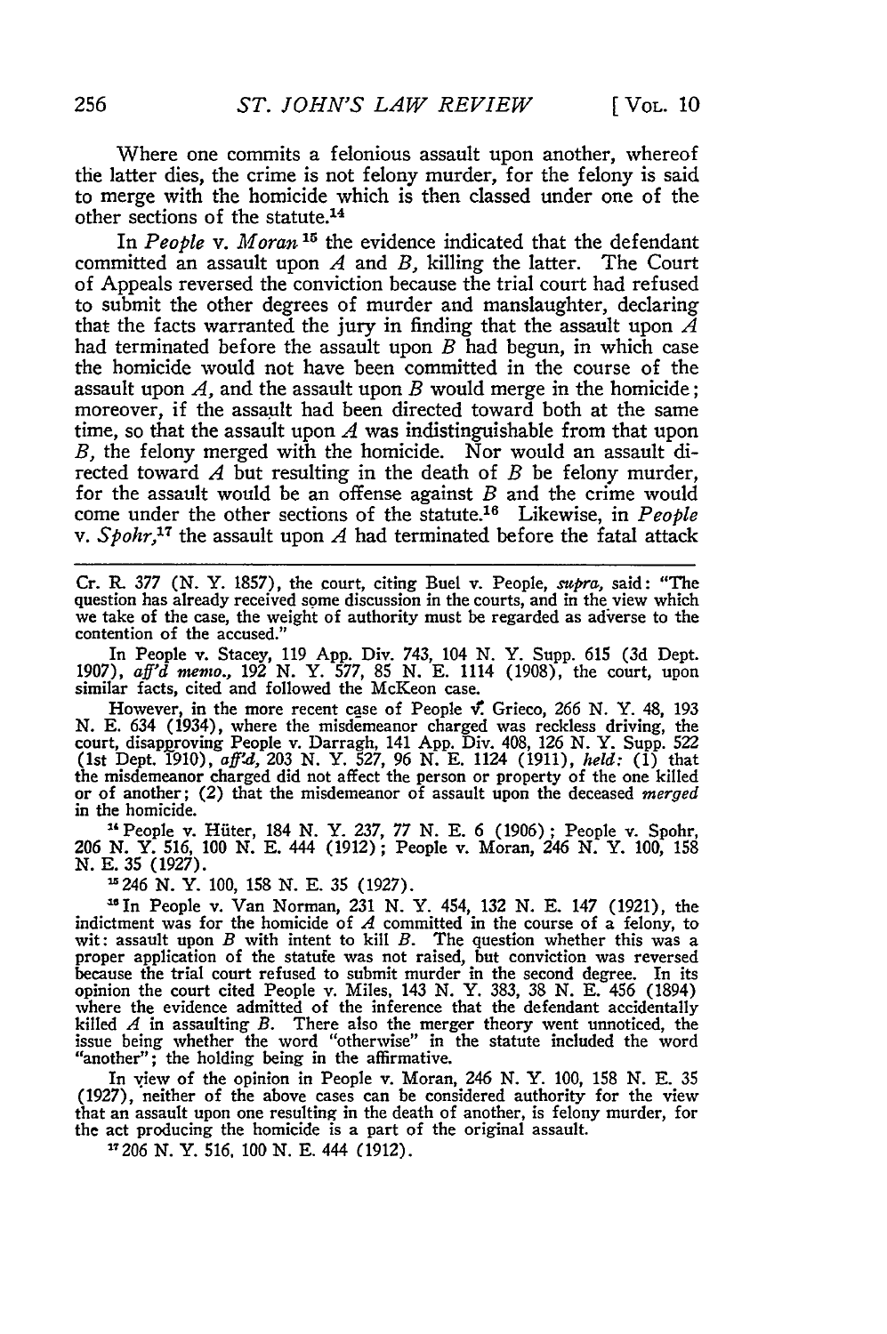Where one commits a felonious assault upon another, whereof the latter dies, the crime is not felony murder, for the felony is said to merge with the homicide which is then classed under one of the other sections of the statute.[14]

In *People* v. *Moran* [15] the evidence indicated that the defendant committed an assault upon *A* and *B*, killing the latter. The Court of Appeals reversed the conviction because the trial court had refused to submit the other degrees of murder and manslaughter, declaring that the facts warranted the jury in finding that the assault upon *A* had terminated before the assault upon *B* had begun, in which case the homicide would not have been committed in the course of the assault upon *A*, and the assault upon *B* would merge in the homicide; moreover, if the assault had been directed toward both at the same time, so that the assault upon *A* was indistinguishable from that upon *B*, the felony merged with the homicide. Nor would an assault directed toward *A* but resulting in the death of *B* be felony murder, for the assault would be an offense against *B* and the crime would come under the other sections of the statute.[16] Likewise, in *People* v. *Spohr*,[17] the assault upon *A* had terminated before the fatal attack

---

Cr. R. 377 (N. Y. 1857), the court, citing Buel v. People, *supra*, said: "The question has already received some discussion in the courts, and in the view which we take of the case, the weight of authority must be regarded as adverse to the contention of the accused."

In People v. Stacey, 119 App. Div. 743, 104 N. Y. Supp. 615 (3d Dept. 1907), *aff'd memo.*, 192 N. Y. 577, 85 N. E. 1114 (1908), the court, upon similar facts, cited and followed the McKeon case.

However, in the more recent case of People v. Grieco, 266 N. Y. 48, 193 N. E. 634 (1934), where the misdemeanor charged was reckless driving, the court, disapproving People v. Darragh, 141 App. Div. 408, 126 N. Y. Supp. 522 (1st Dept. 1910), *aff'd*, 203 N. Y. 527, 96 N. E. 1124 (1911), *held:* (1) that the misdemeanor charged did not affect the person or property of the one killed or of another; (2) that the misdemeanor of assault upon the deceased *merged* in the homicide.

[14] People v. Hüter, 184 N. Y. 237, 77 N. E. 6 (1906); People v. Spohr, 206 N. Y. 516, 100 N. E. 444 (1912); People v. Moran, 246 N. Y. 100, 158 N. E. 35 (1927).

[15] 246 N. Y. 100, 158 N. E. 35 (1927).

[16] In People v. Van Norman, 231 N. Y. 454, 132 N. E. 147 (1921), the indictment was for the homicide of *A* committed in the course of a felony, to wit: assault upon *B* with intent to kill *B*. The question whether this was a proper application of the statute was not raised, but conviction was reversed because the trial court refused to submit murder in the second degree. In its opinion the court cited People v. Miles, 143 N. Y. 383, 38 N. E. 456 (1894) where the evidence admitted of the inference that the defendant accidentally killed *A* in assaulting *B*. There also the merger theory went unnoticed, the issue being whether the word "otherwise" in the statute included the word "another"; the holding being in the affirmative.

In view of the opinion in People v. Moran, 246 N. Y. 100, 158 N. E. 35 (1927), neither of the above cases can be considered authority for the view that an assault upon one resulting in the death of another, is felony murder, for the act producing the homicide is a part of the original assault.

[17] 206 N. Y. 516, 100 N. E. 444 (1912).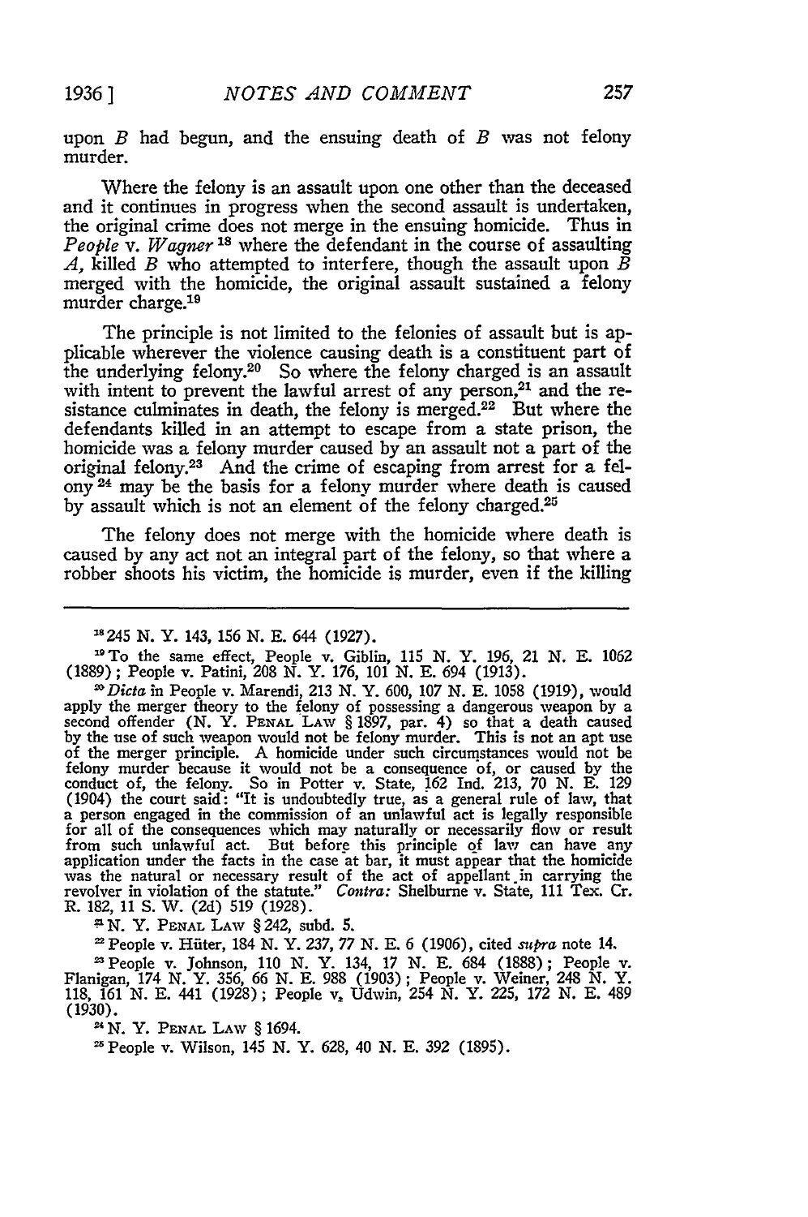upon *B* had begun, and the ensuing death of *B* was not felony murder.

Where the felony is an assault upon one other than the deceased and it continues in progress when the second assault is undertaken, the original crime does not merge in the ensuing homicide. Thus in *People* v. *Wagner*[18] where the defendant in the course of assaulting *A*, killed *B* who attempted to interfere, though the assault upon *B* merged with the homicide, the original assault sustained a felony murder charge.[19]

The principle is not limited to the felonies of assault but is applicable wherever the violence causing death is a constituent part of the underlying felony.[20] So where the felony charged is an assault with intent to prevent the lawful arrest of any person,[21] and the resistance culminates in death, the felony is merged.[22] But where the defendants killed in an attempt to escape from a state prison, the homicide was a felony murder caused by an assault not a part of the original felony.[23] And the crime of escaping from arrest for a felony[24] may be the basis for a felony murder where death is caused by assault which is not an element of the felony charged.[25]

The felony does not merge with the homicide where death is caused by any act not an integral part of the felony, so that where a robber shoots his victim, the homicide is murder, even if the killing

---

[18] 245 N. Y. 143, 156 N. E. 644 (1927).

[19] To the same effect, People v. Giblin, 115 N. Y. 196, 21 N. E. 1062 (1889); People v. Patini, 208 N. Y. 176, 101 N. E. 694 (1913).

[20] *Dicta* in People v. Marendi, 213 N. Y. 600, 107 N. E. 1058 (1919), would apply the merger theory to the felony of possessing a dangerous weapon by a second offender (N. Y. PENAL LAW § 1897, par. 4) so that a death caused by the use of such weapon would not be felony murder. This is not an apt use of the merger principle. A homicide under such circumstances would not be felony murder because it would not be a consequence of, or caused by the conduct of, the felony. So in Potter v. State, 162 Ind. 213, 70 N. E. 129 (1904) the court said: "It is undoubtedly true, as a general rule of law, that a person engaged in the commission of an unlawful act is legally responsible for all of the consequences which may naturally or necessarily flow or result from such unlawful act. But before this principle of law can have any application under the facts in the case at bar, it must appear that the homicide was the natural or necessary result of the act of appellant in carrying the revolver in violation of the statute." *Contra:* Shelburne v. State, 111 Tex. Cr. R. 182, 11 S. W. (2d) 519 (1928).

[21] N. Y. PENAL LAW § 242, subd. 5.

[22] People v. Hüter, 184 N. Y. 237, 77 N. E. 6 (1906), cited *supra* note 14.

[23] People v. Johnson, 110 N. Y. 134, 17 N. E. 684 (1888); People v. Flanigan, 174 N. Y. 356, 66 N. E. 988 (1903); People v. Weiner, 248 N. Y. 118, 161 N. E. 441 (1928); People v. Udwin, 254 N. Y. 225, 172 N. E. 489 (1930).

[24] N. Y. PENAL LAW § 1694.

[25] People v. Wilson, 145 N. Y. 628, 40 N. E. 392 (1895).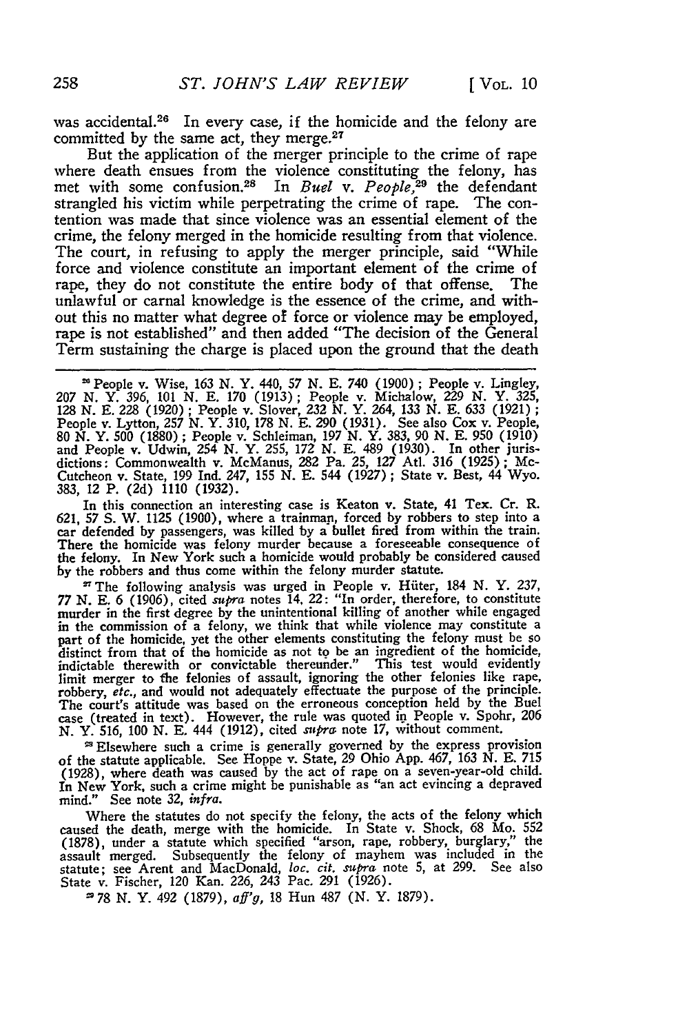was accidental.[26] In every case, if the homicide and the felony are committed by the same act, they merge.[27]

But the application of the merger principle to the crime of rape where death ensues from the violence constituting the felony, has met with some confusion.[28] In *Buel v. People*,[29] the defendant strangled his victim while perpetrating the crime of rape. The contention was made that since violence was an essential element of the crime, the felony merged in the homicide resulting from that violence. The court, in refusing to apply the merger principle, said "While force and violence constitute an important element of the crime of rape, they do not constitute the entire body of that offense. The unlawful or carnal knowledge is the essence of the crime, and without this no matter what degree of force or violence may be employed, rape is not established" and then added "The decision of the General Term sustaining the charge is placed upon the ground that the death

---

[26] People v. Wise, 163 N. Y. 440, 57 N. E. 740 (1900); People v. Lingley, 207 N. Y. 396, 101 N. E. 170 (1913); People v. Michalow, 229 N. Y. 325, 128 N. E. 228 (1920); People v. Slover, 232 N. Y. 264, 133 N. E. 633 (1921); People v. Lytton, 257 N. Y. 310, 178 N. E. 290 (1931). See also Cox v. People, 80 N. Y. 500 (1880); People v. Schleiman, 197 N. Y. 383, 90 N. E. 950 (1910) and People v. Udwin, 254 N. Y. 255, 172 N. E. 489 (1930). In other jurisdictions: Commonwealth v. McManus, 282 Pa. 25, 127 Atl. 316 (1925); McCutcheon v. State, 199 Ind. 247, 155 N. E. 544 (1927); State v. Best, 44 Wyo. 383, 12 P. (2d) 1110 (1932).

In this connection an interesting case is Keaton v. State, 41 Tex. Cr. R. 621, 57 S. W. 1125 (1900), where a trainman, forced by robbers to step into a car defended by passengers, was killed by a bullet fired from within the train. There the homicide was felony murder because a foreseeable consequence of the felony. In New York such a homicide would probably be considered caused by the robbers and thus come within the felony murder statute.

[27] The following analysis was urged in People v. Hüter, 184 N. Y. 237, 77 N. E. 6 (1906), cited *supra* notes 14, 22: "In order, therefore, to constitute murder in the first degree by the unintentional killing of another while engaged in the commission of a felony, we think that while violence may constitute a part of the homicide, yet the other elements constituting the felony must be so distinct from that of the homicide as not to be an ingredient of the homicide, indictable therewith or convictable thereunder." This test would evidently limit merger to the felonies of assault, ignoring the other felonies like rape, robbery, *etc.*, and would not adequately effectuate the purpose of the principle. The court's attitude was based on the erroneous conception held by the Buel case (treated in text). However, the rule was quoted in People v. Spohr, 206 N. Y. 516, 100 N. E. 444 (1912), cited *supra* note 17, without comment.

[28] Elsewhere such a crime is generally governed by the express provision of the statute applicable. See Hoppe v. State, 29 Ohio App. 467, 163 N. E. 715 (1928), where death was caused by the act of rape on a seven-year-old child. In New York, such a crime might be punishable as "an act evincing a depraved mind." See note 32, *infra*.

Where the statutes do not specify the felony, the acts of the felony which caused the death, merge with the homicide. In State v. Shock, 68 Mo. 552 (1878), under a statute which specified "arson, rape, robbery, burglary," the assault merged. Subsequently the felony of mayhem was included in the statute; see Arent and MacDonald, *loc. cit. supra* note 5, at 299. See also State v. Fischer, 120 Kan. 226, 243 Pac. 291 (1926).

[29] 78 N. Y. 492 (1879), *aff'g*, 18 Hun 487 (N. Y. 1879).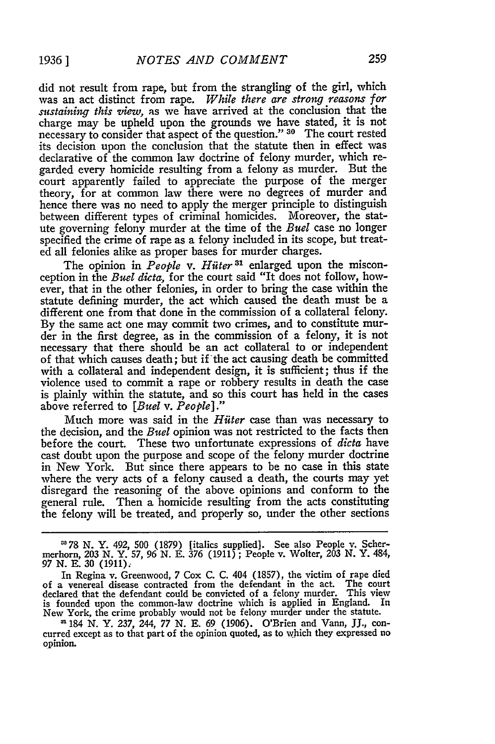did not result from rape, but from the strangling of the girl, which was an act distinct from rape. *While there are strong reasons for sustaining this view,* as we have arrived at the conclusion that the charge may be upheld upon the grounds we have stated, it is not necessary to consider that aspect of the question." [30] The court rested its decision upon the conclusion that the statute then in effect was declarative of the common law doctrine of felony murder, which regarded every homicide resulting from a felony as murder. But the court apparently failed to appreciate the purpose of the merger theory, for at common law there were no degrees of murder and hence there was no need to apply the merger principle to distinguish between different types of criminal homicides. Moreover, the statute governing felony murder at the time of the *Buel* case no longer specified the crime of rape as a felony included in its scope, but treated all felonies alike as proper bases for murder charges.

The opinion in *People* v. *Hüter* [31] enlarged upon the misconception in the *Buel dicta,* for the court said "It does not follow, however, that in the other felonies, in order to bring the case within the statute defining murder, the act which caused the death must be a different one from that done in the commission of a collateral felony. By the same act one may commit two crimes, and to constitute murder in the first degree, as in the commission of a felony, it is not necessary that there should be an act collateral to or independent of that which causes death; but if the act causing death be committed with a collateral and independent design, it is sufficient; thus if the violence used to commit a rape or robbery results in death the case is plainly within the statute, and so this court has held in the cases above referred to [*Buel* v. *People*]."

Much more was said in the *Hüter* case than was necessary to the decision, and the *Buel* opinion was not restricted to the facts then before the court. These two unfortunate expressions of *dicta* have cast doubt upon the purpose and scope of the felony murder doctrine in New York. But since there appears to be no case in this state where the very acts of a felony caused a death, the courts may yet disregard the reasoning of the above opinions and conform to the general rule. Then a homicide resulting from the acts constituting the felony will be treated, and properly so, under the other sections

---

[30] 78 N. Y. 492, 500 (1879) [italics supplied]. See also People v. Schermerhorn, 203 N. Y. 57, 96 N. E. 376 (1911); People v. Wolter, 203 N. Y. 484, 97 N. E. 30 (1911).

In Regina v. Greenwood, 7 Cox C. C. 404 (1857), the victim of rape died of a venereal disease contracted from the defendant in the act. The court declared that the defendant could be convicted of a felony murder. This view is founded upon the common-law doctrine which is applied in England. In New York, the crime probably would not be felony murder under the statute.

[31] 184 N. Y. 237, 244, 77 N. E. 69 (1906). O'Brien and Vann, JJ., concurred except as to that part of the opinion quoted, as to which they expressed no opinion.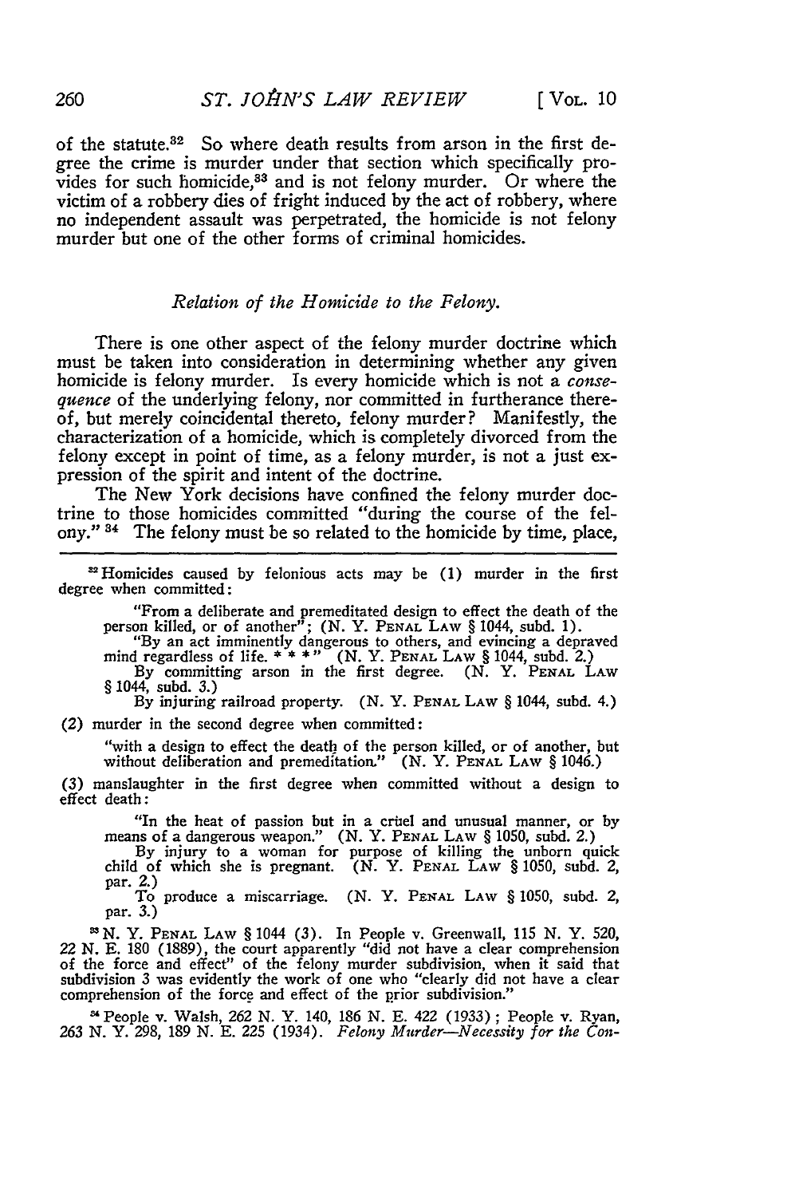of the statute.[32] So where death results from arson in the first degree the crime is murder under that section which specifically provides for such homicide,[33] and is not felony murder. Or where the victim of a robbery dies of fright induced by the act of robbery, where no independent assault was perpetrated, the homicide is not felony murder but one of the other forms of criminal homicides.

### *Relation of the Homicide to the Felony.*

There is one other aspect of the felony murder doctrine which must be taken into consideration in determining whether any given homicide is felony murder. Is every homicide which is not a *consequence* of the underlying felony, nor committed in furtherance thereof, but merely coincidental thereto, felony murder? Manifestly, the characterization of a homicide, which is completely divorced from the felony except in point of time, as a felony murder, is not a just expression of the spirit and intent of the doctrine.

The New York decisions have confined the felony murder doctrine to those homicides committed "during the course of the felony." [34] The felony must be so related to the homicide by time, place,

---

[32] Homicides caused by felonious acts may be (1) murder in the first degree when committed:

> "From a deliberate and premeditated design to effect the death of the person killed, or of another"; (N. Y. PENAL LAW § 1044, subd. 1).
>
> "By an act imminently dangerous to others, and evincing a depraved mind regardless of life. * * *" (N. Y. PENAL LAW § 1044, subd. 2.)
>
> By committing arson in the first degree. (N. Y. PENAL LAW § 1044, subd. 3.)
>
> By injuring railroad property. (N. Y. PENAL LAW § 1044, subd. 4.)

(2) murder in the second degree when committed:

> "with a design to effect the death of the person killed, or of another, but without deliberation and premeditation." (N. Y. PENAL LAW § 1046.)

(3) manslaughter in the first degree when committed without a design to effect death:

> "In the heat of passion but in a cruel and unusual manner, or by means of a dangerous weapon." (N. Y. PENAL LAW § 1050, subd. 2.)
>
> By injury to a woman for purpose of killing the unborn quick child of which she is pregnant. (N. Y. PENAL LAW § 1050, subd. 2, par. 2.)
>
> To produce a miscarriage. (N. Y. PENAL LAW § 1050, subd. 2, par. 3.)

[33] N. Y. PENAL LAW § 1044 (3). In People v. Greenwall, 115 N. Y. 520, 22 N. E. 180 (1889), the court apparently "did not have a clear comprehension of the force and effect" of the felony murder subdivision, when it said that subdivision 3 was evidently the work of one who "clearly did not have a clear comprehension of the force and effect of the prior subdivision."

[34] People v. Walsh, 262 N. Y. 140, 186 N. E. 422 (1933); People v. Ryan, 263 N. Y. 298, 189 N. E. 225 (1934). *Felony Murder—Necessity for the Con-*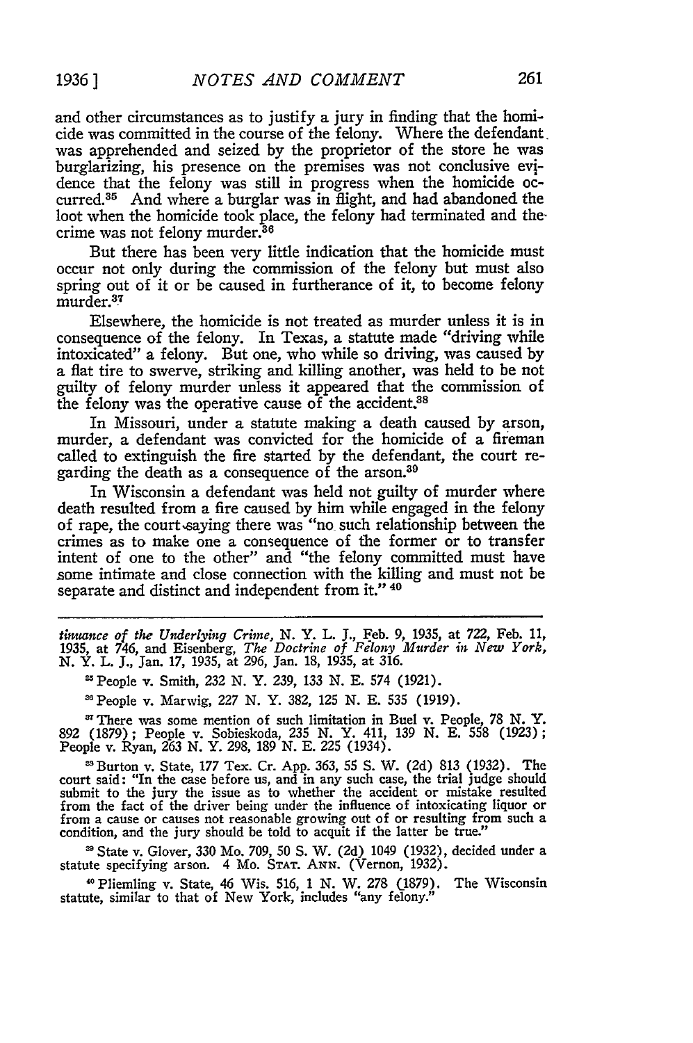and other circumstances as to justify a jury in finding that the homicide was committed in the course of the felony. Where the defendant was apprehended and seized by the proprietor of the store he was burglarizing, his presence on the premises was not conclusive evidence that the felony was still in progress when the homicide occurred.[35] And where a burglar was in flight, and had abandoned the loot when the homicide took place, the felony had terminated and the crime was not felony murder.[36]

But there has been very little indication that the homicide must occur not only during the commission of the felony but must also spring out of it or be caused in furtherance of it, to become felony murder.[37]

Elsewhere, the homicide is not treated as murder unless it is in consequence of the felony. In Texas, a statute made "driving while intoxicated" a felony. But one, who while so driving, was caused by a flat tire to swerve, striking and killing another, was held to be not guilty of felony murder unless it appeared that the commission of the felony was the operative cause of the accident.[38]

In Missouri, under a statute making a death caused by arson, murder, a defendant was convicted for the homicide of a fireman called to extinguish the fire started by the defendant, the court regarding the death as a consequence of the arson.[39]

In Wisconsin a defendant was held not guilty of murder where death resulted from a fire caused by him while engaged in the felony of rape, the court saying there was "no such relationship between the crimes as to make one a consequence of the former or to transfer intent of one to the other" and "the felony committed must have some intimate and close connection with the killing and must not be separate and distinct and independent from it." [40]

---

*tinuance of the Underlying Crime*, N. Y. L. J., Feb. 9, 1935, at 722, Feb. 11, 1935, at 746, and Eisenberg, *The Doctrine of Felony Murder in New York*, N. Y. L. J., Jan. 17, 1935, at 296, Jan. 18, 1935, at 316.

[35] People v. Smith, 232 N. Y. 239, 133 N. E. 574 (1921).

[36] People v. Marwig, 227 N. Y. 382, 125 N. E. 535 (1919).

[37] There was some mention of such limitation in Buel v. People, 78 N. Y. 892 (1879); People v. Sobieskoda, 235 N. Y. 411, 139 N. E. 558 (1923); People v. Ryan, 263 N. Y. 298, 189 N. E. 225 (1934).

[38] Burton v. State, 177 Tex. Cr. App. 363, 55 S. W. (2d) 813 (1932). The court said: "In the case before us, and in any such case, the trial judge should submit to the jury the issue as to whether the accident or mistake resulted from the fact of the driver being under the influence of intoxicating liquor or from a cause or causes not reasonable growing out of or resulting from such a condition, and the jury should be told to acquit if the latter be true."

[39] State v. Glover, 330 Mo. 709, 50 S. W. (2d) 1049 (1932), decided under a statute specifying arson. 4 Mo. STAT. ANN. (Vernon, 1932).

[40] Pliemling v. State, 46 Wis. 516, 1 N. W. 278 (1879). The Wisconsin statute, similar to that of New York, includes "any felony."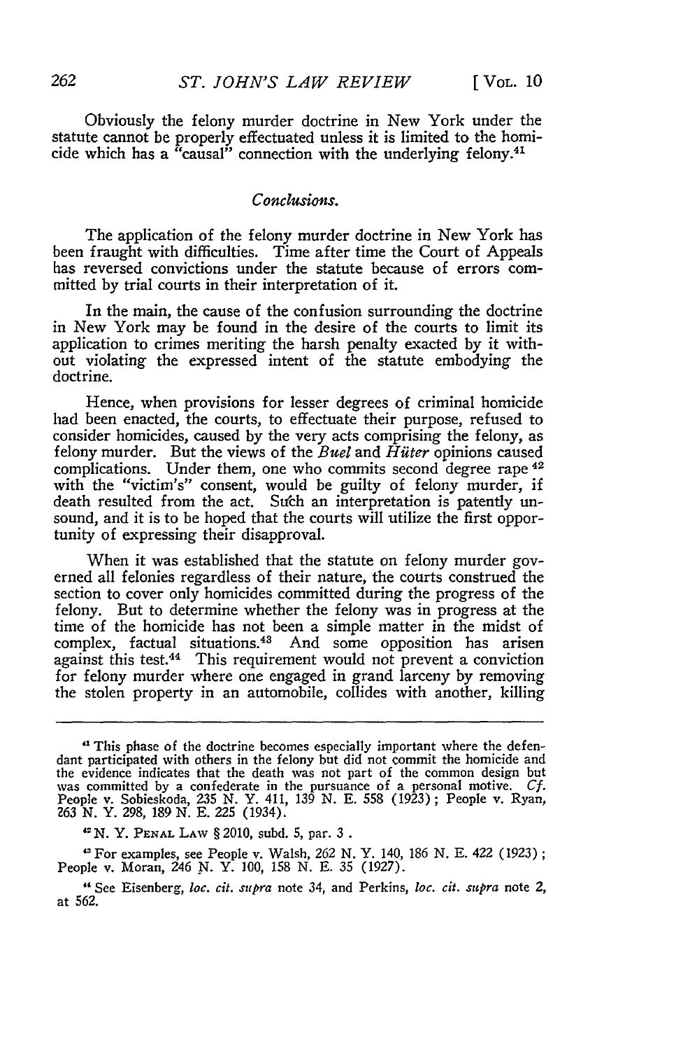Obviously the felony murder doctrine in New York under the statute cannot be properly effectuated unless it is limited to the homicide which has a "causal" connection with the underlying felony.[41]

### *Conclusions.*

The application of the felony murder doctrine in New York has been fraught with difficulties. Time after time the Court of Appeals has reversed convictions under the statute because of errors committed by trial courts in their interpretation of it.

In the main, the cause of the confusion surrounding the doctrine in New York may be found in the desire of the courts to limit its application to crimes meriting the harsh penalty exacted by it without violating the expressed intent of the statute embodying the doctrine.

Hence, when provisions for lesser degrees of criminal homicide had been enacted, the courts, to effectuate their purpose, refused to consider homicides, caused by the very acts comprising the felony, as felony murder. But the views of the *Buel* and *Hüter* opinions caused complications. Under them, one who commits second degree rape [42] with the "victim's" consent, would be guilty of felony murder, if death resulted from the act. Such an interpretation is patently unsound, and it is to be hoped that the courts will utilize the first opportunity of expressing their disapproval.

When it was established that the statute on felony murder governed all felonies regardless of their nature, the courts construed the section to cover only homicides committed during the progress of the felony. But to determine whether the felony was in progress at the time of the homicide has not been a simple matter in the midst of complex, factual situations.[43] And some opposition has arisen against this test.[44] This requirement would not prevent a conviction for felony murder where one engaged in grand larceny by removing the stolen property in an automobile, collides with another, killing

---

[41] This phase of the doctrine becomes especially important where the defendant participated with others in the felony but did not commit the homicide and the evidence indicates that the death was not part of the common design but was committed by a confederate in the pursuance of a personal motive. *Cf.* People v. Sobieskoda, 235 N. Y. 411, 139 N. E. 558 (1923); People v. Ryan, 263 N. Y. 298, 189 N. E. 225 (1934).

[42] N. Y. PENAL LAW § 2010, subd. 5, par. 3 .

[43] For examples, see People v. Walsh, 262 N. Y. 140, 186 N. E. 422 (1923); People v. Moran, 246 N. Y. 100, 158 N. E. 35 (1927).

[44] See Eisenberg, *loc. cit. supra* note 34, and Perkins, *loc. cit. supra* note 2, at 562.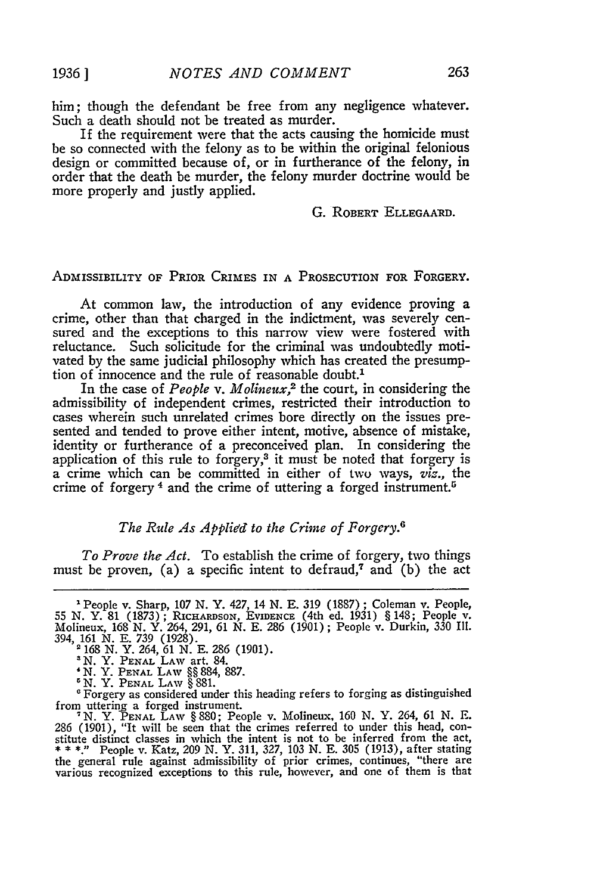him; though the defendant be free from any negligence whatever. Such a death should not be treated as murder.

If the requirement were that the acts causing the homicide must be so connected with the felony as to be within the original felonious design or committed because of, or in furtherance of the felony, in order that the death be murder, the felony murder doctrine would be more properly and justly applied.

G. ROBERT ELLEGAARD.

## ADMISSIBILITY OF PRIOR CRIMES IN A PROSECUTION FOR FORGERY.

At common law, the introduction of any evidence proving a crime, other than that charged in the indictment, was severely censured and the exceptions to this narrow view were fostered with reluctance. Such solicitude for the criminal was undoubtedly motivated by the same judicial philosophy which has created the presumption of innocence and the rule of reasonable doubt.[1]

In the case of *People* v. *Molineux*,[2] the court, in considering the admissibility of independent crimes, restricted their introduction to cases wherein such unrelated crimes bore directly on the issues presented and tended to prove either intent, motive, absence of mistake, identity or furtherance of a preconceived plan. In considering the application of this rule to forgery,[3] it must be noted that forgery is a crime which can be committed in either of two ways, *viz.*, the crime of forgery[4] and the crime of uttering a forged instrument.[5]

### *The Rule As Applied to the Crime of Forgery.*[6]

*To Prove the Act.* To establish the crime of forgery, two things must be proven, (a) a specific intent to defraud,[7] and (b) the act

---

[1] People v. Sharp, 107 N. Y. 427, 14 N. E. 319 (1887); Coleman v. People, 55 N. Y. 81 (1873); RICHARDSON, EVIDENCE (4th ed. 1931) § 148; People v. Molineux, 168 N. Y. 264, 291, 61 N. E. 286 (1901); People v. Durkin, 330 Ill. 394, 161 N. E. 739 (1928).

[2] 168 N. Y. 264, 61 N. E. 286 (1901).

[3] N. Y. PENAL LAW art. 84.

[4] N. Y. PENAL LAW §§ 884, 887.

[5] N. Y. PENAL LAW § 881.

[6] Forgery as considered under this heading refers to forging as distinguished from uttering a forged instrument.

[7] N. Y. PENAL LAW § 880; People v. Molineux, 160 N. Y. 264, 61 N. E. 286 (1901), "It will be seen that the crimes referred to under this head, constitute distinct classes in which the intent is not to be inferred from the act, * * *." People v. Katz, 209 N. Y. 311, 327, 103 N. E. 305 (1913), after stating the general rule against admissibility of prior crimes, continues, "there are various recognized exceptions to this rule, however, and one of them is that